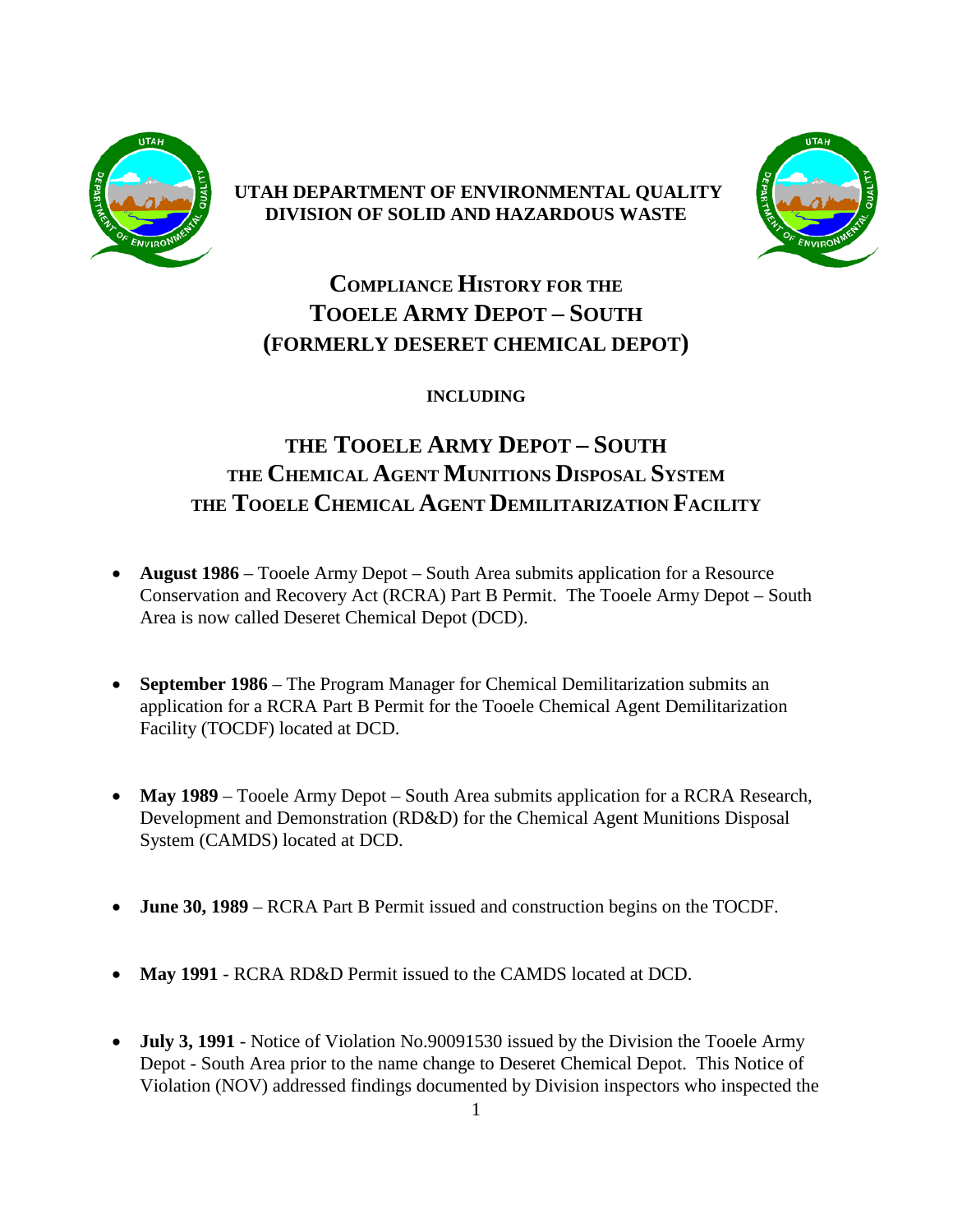**UTAH DEPARTMENT OF ENVIRONMENTAL QUALITY**
**DIVISION OF SOLID AND HAZARDOUS WASTE**

# COMPLIANCE HISTORY FOR THE TOOELE ARMY DEPOT – SOUTH (FORMERLY DESERET CHEMICAL DEPOT)

**INCLUDING**

## THE TOOELE ARMY DEPOT – SOUTH
## THE CHEMICAL AGENT MUNITIONS DISPOSAL SYSTEM
## THE TOOELE CHEMICAL AGENT DEMILITARIZATION FACILITY

- **August 1986** – Tooele Army Depot – South Area submits application for a Resource Conservation and Recovery Act (RCRA) Part B Permit. The Tooele Army Depot – South Area is now called Deseret Chemical Depot (DCD).

- **September 1986** – The Program Manager for Chemical Demilitarization submits an application for a RCRA Part B Permit for the Tooele Chemical Agent Demilitarization Facility (TOCDF) located at DCD.

- **May 1989** – Tooele Army Depot – South Area submits application for a RCRA Research, Development and Demonstration (RD&D) for the Chemical Agent Munitions Disposal System (CAMDS) located at DCD.

- **June 30, 1989** – RCRA Part B Permit issued and construction begins on the TOCDF.

- **May 1991** - RCRA RD&D Permit issued to the CAMDS located at DCD.

- **July 3, 1991** - Notice of Violation No.90091530 issued by the Division the Tooele Army Depot - South Area prior to the name change to Deseret Chemical Depot. This Notice of Violation (NOV) addressed findings documented by Division inspectors who inspected the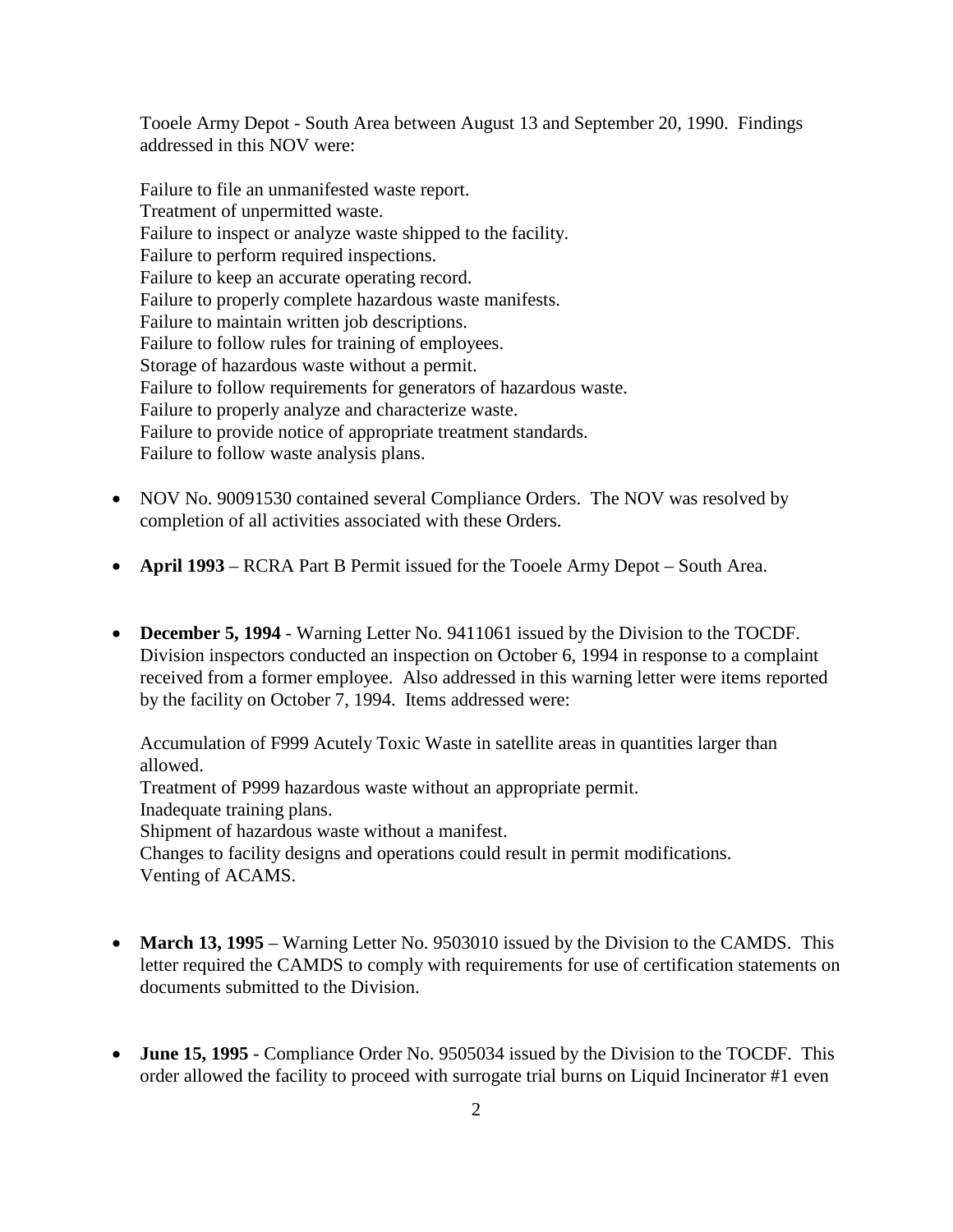Tooele Army Depot - South Area between August 13 and September 20, 1990. Findings addressed in this NOV were:

Failure to file an unmanifested waste report.
Treatment of unpermitted waste.
Failure to inspect or analyze waste shipped to the facility.
Failure to perform required inspections.
Failure to keep an accurate operating record.
Failure to properly complete hazardous waste manifests.
Failure to maintain written job descriptions.
Failure to follow rules for training of employees.
Storage of hazardous waste without a permit.
Failure to follow requirements for generators of hazardous waste.
Failure to properly analyze and characterize waste.
Failure to provide notice of appropriate treatment standards.
Failure to follow waste analysis plans.

- NOV No. 90091530 contained several Compliance Orders. The NOV was resolved by completion of all activities associated with these Orders.

- **April 1993** – RCRA Part B Permit issued for the Tooele Army Depot – South Area.

- **December 5, 1994** - Warning Letter No. 9411061 issued by the Division to the TOCDF. Division inspectors conducted an inspection on October 6, 1994 in response to a complaint received from a former employee. Also addressed in this warning letter were items reported by the facility on October 7, 1994. Items addressed were:

  Accumulation of F999 Acutely Toxic Waste in satellite areas in quantities larger than allowed.
  Treatment of P999 hazardous waste without an appropriate permit.
  Inadequate training plans.
  Shipment of hazardous waste without a manifest.
  Changes to facility designs and operations could result in permit modifications.
  Venting of ACAMS.

- **March 13, 1995** – Warning Letter No. 9503010 issued by the Division to the CAMDS. This letter required the CAMDS to comply with requirements for use of certification statements on documents submitted to the Division.

- **June 15, 1995** - Compliance Order No. 9505034 issued by the Division to the TOCDF. This order allowed the facility to proceed with surrogate trial burns on Liquid Incinerator #1 even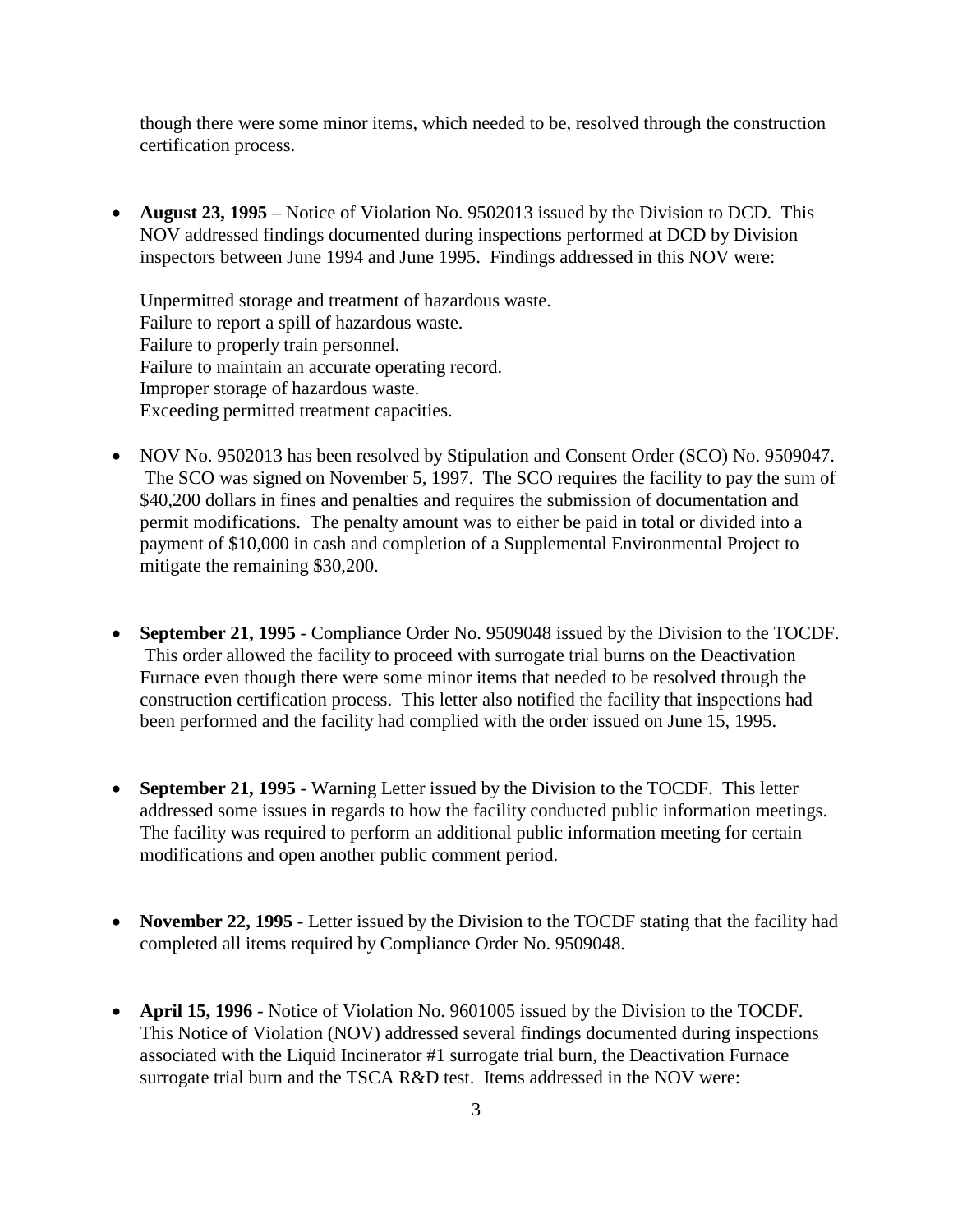though there were some minor items, which needed to be, resolved through the construction certification process.

- **August 23, 1995** – Notice of Violation No. 9502013 issued by the Division to DCD. This NOV addressed findings documented during inspections performed at DCD by Division inspectors between June 1994 and June 1995. Findings addressed in this NOV were:

  Unpermitted storage and treatment of hazardous waste.
  Failure to report a spill of hazardous waste.
  Failure to properly train personnel.
  Failure to maintain an accurate operating record.
  Improper storage of hazardous waste.
  Exceeding permitted treatment capacities.

- NOV No. 9502013 has been resolved by Stipulation and Consent Order (SCO) No. 9509047. The SCO was signed on November 5, 1997. The SCO requires the facility to pay the sum of $40,200 dollars in fines and penalties and requires the submission of documentation and permit modifications. The penalty amount was to either be paid in total or divided into a payment of $10,000 in cash and completion of a Supplemental Environmental Project to mitigate the remaining $30,200.

- **September 21, 1995** - Compliance Order No. 9509048 issued by the Division to the TOCDF. This order allowed the facility to proceed with surrogate trial burns on the Deactivation Furnace even though there were some minor items that needed to be resolved through the construction certification process. This letter also notified the facility that inspections had been performed and the facility had complied with the order issued on June 15, 1995.

- **September 21, 1995** - Warning Letter issued by the Division to the TOCDF. This letter addressed some issues in regards to how the facility conducted public information meetings. The facility was required to perform an additional public information meeting for certain modifications and open another public comment period.

- **November 22, 1995** - Letter issued by the Division to the TOCDF stating that the facility had completed all items required by Compliance Order No. 9509048.

- **April 15, 1996** - Notice of Violation No. 9601005 issued by the Division to the TOCDF. This Notice of Violation (NOV) addressed several findings documented during inspections associated with the Liquid Incinerator #1 surrogate trial burn, the Deactivation Furnace surrogate trial burn and the TSCA R&D test. Items addressed in the NOV were: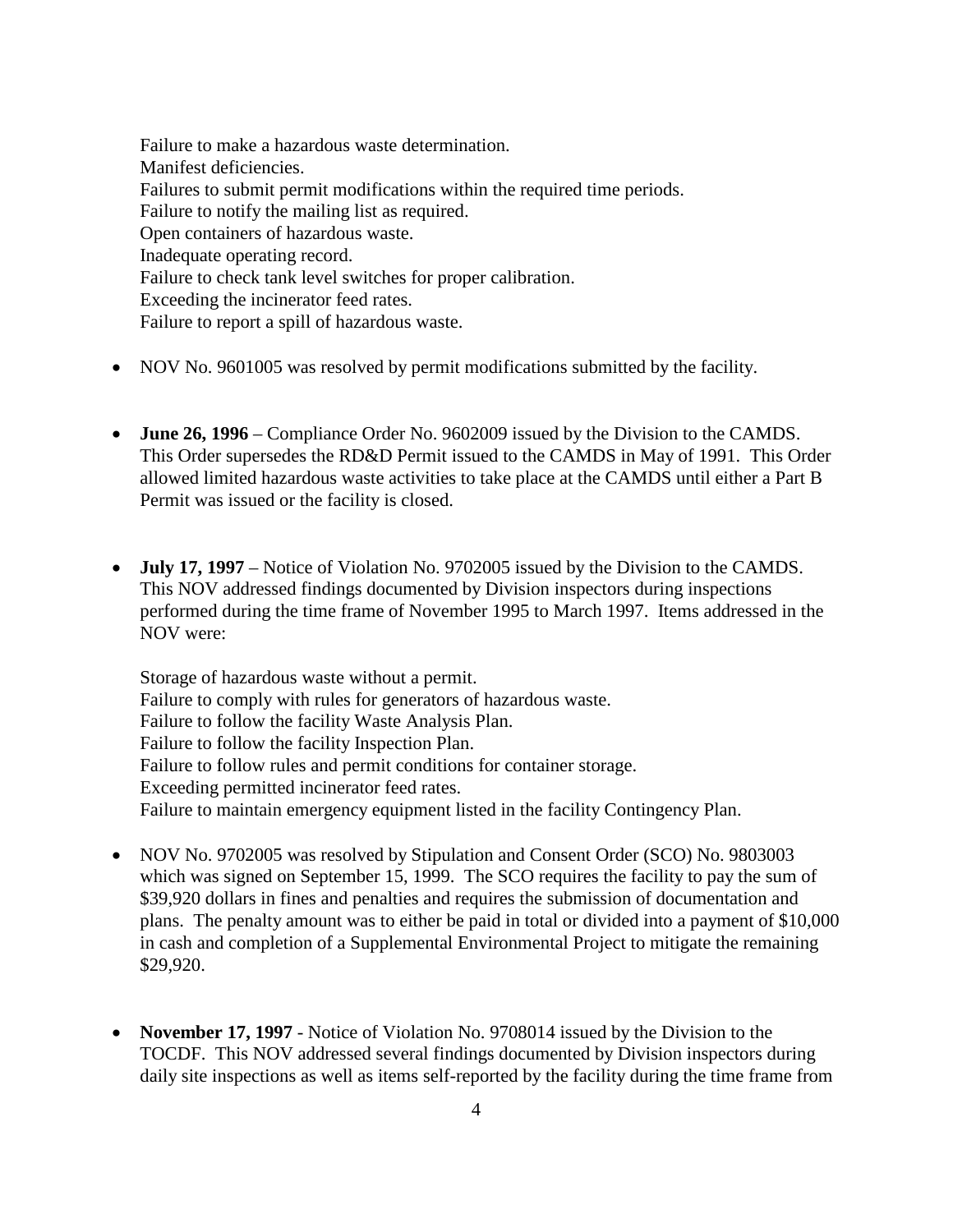Failure to make a hazardous waste determination.
Manifest deficiencies.
Failures to submit permit modifications within the required time periods.
Failure to notify the mailing list as required.
Open containers of hazardous waste.
Inadequate operating record.
Failure to check tank level switches for proper calibration.
Exceeding the incinerator feed rates.
Failure to report a spill of hazardous waste.

- NOV No. 9601005 was resolved by permit modifications submitted by the facility.

- **June 26, 1996** – Compliance Order No. 9602009 issued by the Division to the CAMDS. This Order supersedes the RD&D Permit issued to the CAMDS in May of 1991. This Order allowed limited hazardous waste activities to take place at the CAMDS until either a Part B Permit was issued or the facility is closed.

- **July 17, 1997** – Notice of Violation No. 9702005 issued by the Division to the CAMDS. This NOV addressed findings documented by Division inspectors during inspections performed during the time frame of November 1995 to March 1997. Items addressed in the NOV were:

  Storage of hazardous waste without a permit.
  Failure to comply with rules for generators of hazardous waste.
  Failure to follow the facility Waste Analysis Plan.
  Failure to follow the facility Inspection Plan.
  Failure to follow rules and permit conditions for container storage.
  Exceeding permitted incinerator feed rates.
  Failure to maintain emergency equipment listed in the facility Contingency Plan.

- NOV No. 9702005 was resolved by Stipulation and Consent Order (SCO) No. 9803003 which was signed on September 15, 1999. The SCO requires the facility to pay the sum of $39,920 dollars in fines and penalties and requires the submission of documentation and plans. The penalty amount was to either be paid in total or divided into a payment of $10,000 in cash and completion of a Supplemental Environmental Project to mitigate the remaining $29,920.

- **November 17, 1997** - Notice of Violation No. 9708014 issued by the Division to the TOCDF. This NOV addressed several findings documented by Division inspectors during daily site inspections as well as items self-reported by the facility during the time frame from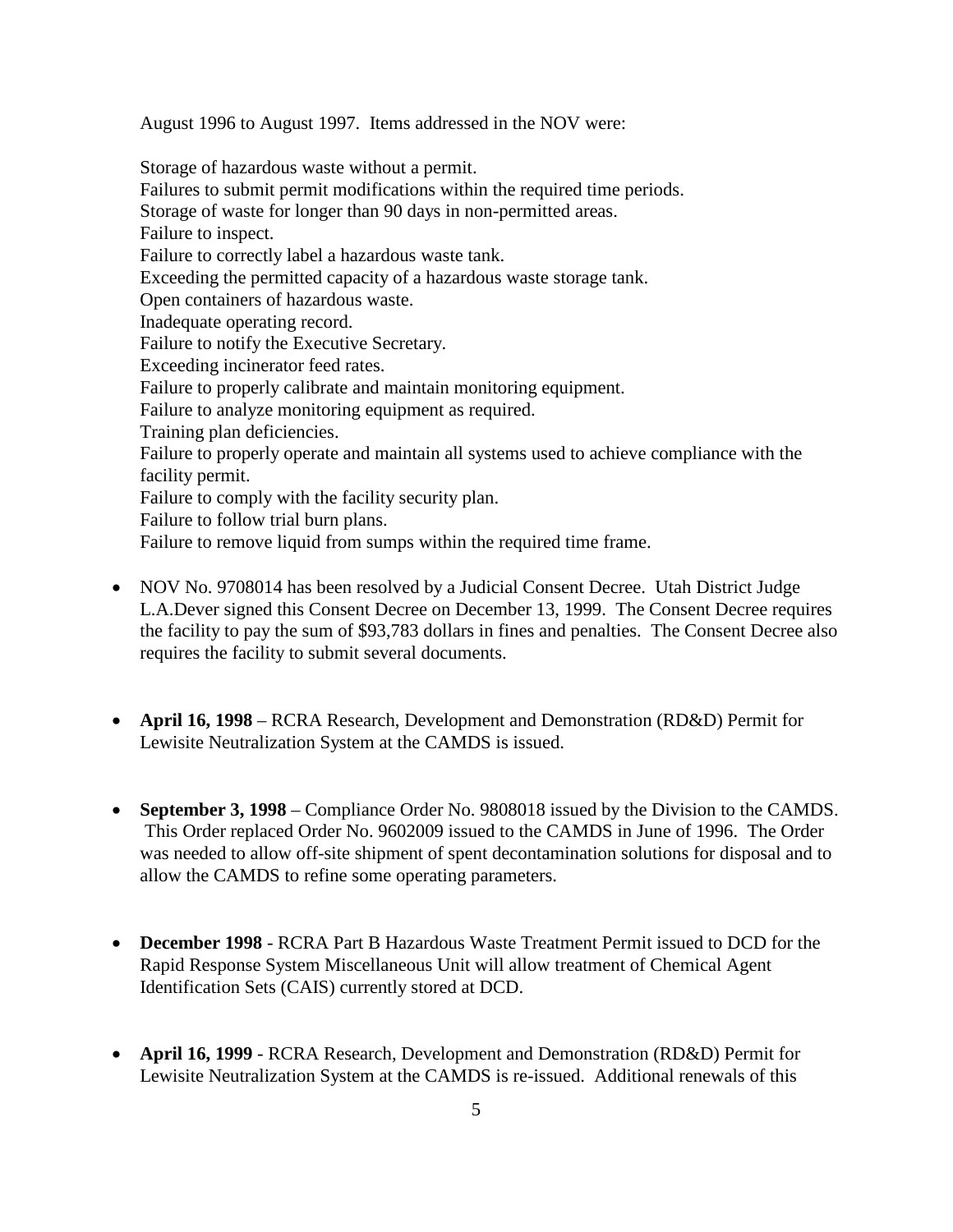August 1996 to August 1997. Items addressed in the NOV were:

Storage of hazardous waste without a permit.
Failures to submit permit modifications within the required time periods.
Storage of waste for longer than 90 days in non-permitted areas.
Failure to inspect.
Failure to correctly label a hazardous waste tank.
Exceeding the permitted capacity of a hazardous waste storage tank.
Open containers of hazardous waste.
Inadequate operating record.
Failure to notify the Executive Secretary.
Exceeding incinerator feed rates.
Failure to properly calibrate and maintain monitoring equipment.
Failure to analyze monitoring equipment as required.
Training plan deficiencies.
Failure to properly operate and maintain all systems used to achieve compliance with the facility permit.
Failure to comply with the facility security plan.
Failure to follow trial burn plans.
Failure to remove liquid from sumps within the required time frame.

- NOV No. 9708014 has been resolved by a Judicial Consent Decree. Utah District Judge L.A.Dever signed this Consent Decree on December 13, 1999. The Consent Decree requires the facility to pay the sum of $93,783 dollars in fines and penalties. The Consent Decree also requires the facility to submit several documents.

- **April 16, 1998** – RCRA Research, Development and Demonstration (RD&D) Permit for Lewisite Neutralization System at the CAMDS is issued.

- **September 3, 1998** – Compliance Order No. 9808018 issued by the Division to the CAMDS. This Order replaced Order No. 9602009 issued to the CAMDS in June of 1996. The Order was needed to allow off-site shipment of spent decontamination solutions for disposal and to allow the CAMDS to refine some operating parameters.

- **December 1998** - RCRA Part B Hazardous Waste Treatment Permit issued to DCD for the Rapid Response System Miscellaneous Unit will allow treatment of Chemical Agent Identification Sets (CAIS) currently stored at DCD.

- **April 16, 1999** - RCRA Research, Development and Demonstration (RD&D) Permit for Lewisite Neutralization System at the CAMDS is re-issued. Additional renewals of this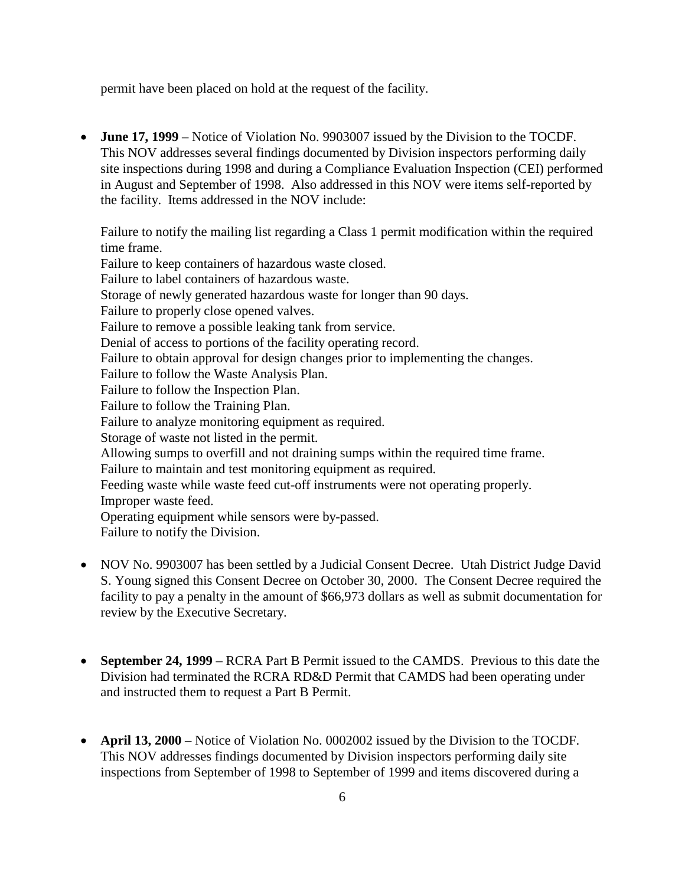permit have been placed on hold at the request of the facility.

- **June 17, 1999** – Notice of Violation No. 9903007 issued by the Division to the TOCDF. This NOV addresses several findings documented by Division inspectors performing daily site inspections during 1998 and during a Compliance Evaluation Inspection (CEI) performed in August and September of 1998. Also addressed in this NOV were items self-reported by the facility. Items addressed in the NOV include:

  Failure to notify the mailing list regarding a Class 1 permit modification within the required time frame.
  Failure to keep containers of hazardous waste closed.
  Failure to label containers of hazardous waste.
  Storage of newly generated hazardous waste for longer than 90 days.
  Failure to properly close opened valves.
  Failure to remove a possible leaking tank from service.
  Denial of access to portions of the facility operating record.
  Failure to obtain approval for design changes prior to implementing the changes.
  Failure to follow the Waste Analysis Plan.
  Failure to follow the Inspection Plan.
  Failure to follow the Training Plan.
  Failure to analyze monitoring equipment as required.
  Storage of waste not listed in the permit.
  Allowing sumps to overfill and not draining sumps within the required time frame.
  Failure to maintain and test monitoring equipment as required.
  Feeding waste while waste feed cut-off instruments were not operating properly.
  Improper waste feed.
  Operating equipment while sensors were by-passed.
  Failure to notify the Division.

- NOV No. 9903007 has been settled by a Judicial Consent Decree. Utah District Judge David S. Young signed this Consent Decree on October 30, 2000. The Consent Decree required the facility to pay a penalty in the amount of $66,973 dollars as well as submit documentation for review by the Executive Secretary.

- **September 24, 1999** – RCRA Part B Permit issued to the CAMDS. Previous to this date the Division had terminated the RCRA RD&D Permit that CAMDS had been operating under and instructed them to request a Part B Permit.

- **April 13, 2000** – Notice of Violation No. 0002002 issued by the Division to the TOCDF. This NOV addresses findings documented by Division inspectors performing daily site inspections from September of 1998 to September of 1999 and items discovered during a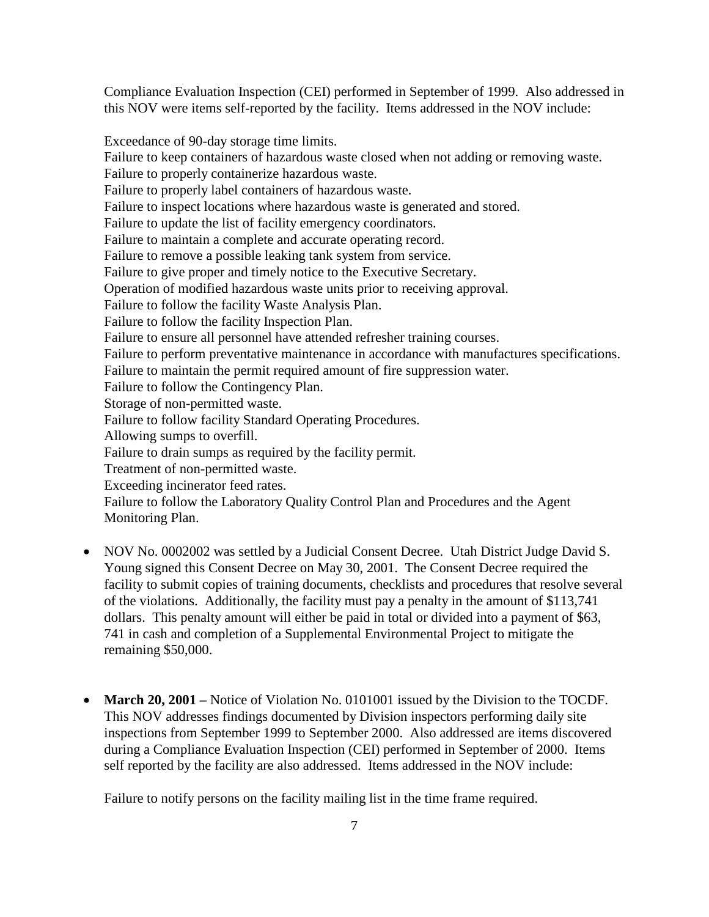Compliance Evaluation Inspection (CEI) performed in September of 1999. Also addressed in this NOV were items self-reported by the facility. Items addressed in the NOV include:

Exceedance of 90-day storage time limits.
Failure to keep containers of hazardous waste closed when not adding or removing waste.
Failure to properly containerize hazardous waste.
Failure to properly label containers of hazardous waste.
Failure to inspect locations where hazardous waste is generated and stored.
Failure to update the list of facility emergency coordinators.
Failure to maintain a complete and accurate operating record.
Failure to remove a possible leaking tank system from service.
Failure to give proper and timely notice to the Executive Secretary.
Operation of modified hazardous waste units prior to receiving approval.
Failure to follow the facility Waste Analysis Plan.
Failure to follow the facility Inspection Plan.
Failure to ensure all personnel have attended refresher training courses.
Failure to perform preventative maintenance in accordance with manufactures specifications.
Failure to maintain the permit required amount of fire suppression water.
Failure to follow the Contingency Plan.
Storage of non-permitted waste.
Failure to follow facility Standard Operating Procedures.
Allowing sumps to overfill.
Failure to drain sumps as required by the facility permit.
Treatment of non-permitted waste.
Exceeding incinerator feed rates.
Failure to follow the Laboratory Quality Control Plan and Procedures and the Agent Monitoring Plan.

- NOV No. 0002002 was settled by a Judicial Consent Decree. Utah District Judge David S. Young signed this Consent Decree on May 30, 2001. The Consent Decree required the facility to submit copies of training documents, checklists and procedures that resolve several of the violations. Additionally, the facility must pay a penalty in the amount of $113,741 dollars. This penalty amount will either be paid in total or divided into a payment of $63, 741 in cash and completion of a Supplemental Environmental Project to mitigate the remaining $50,000.

- **March 20, 2001 –** Notice of Violation No. 0101001 issued by the Division to the TOCDF. This NOV addresses findings documented by Division inspectors performing daily site inspections from September 1999 to September 2000. Also addressed are items discovered during a Compliance Evaluation Inspection (CEI) performed in September of 2000. Items self reported by the facility are also addressed. Items addressed in the NOV include:

  Failure to notify persons on the facility mailing list in the time frame required.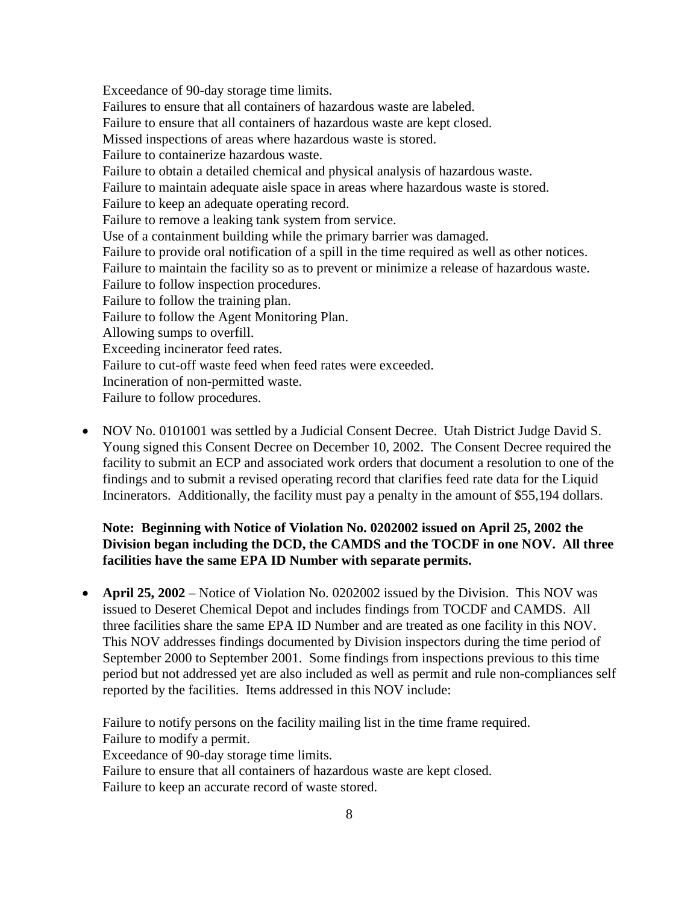Exceedance of 90-day storage time limits.
Failures to ensure that all containers of hazardous waste are labeled.
Failure to ensure that all containers of hazardous waste are kept closed.
Missed inspections of areas where hazardous waste is stored.
Failure to containerize hazardous waste.
Failure to obtain a detailed chemical and physical analysis of hazardous waste.
Failure to maintain adequate aisle space in areas where hazardous waste is stored.
Failure to keep an adequate operating record.
Failure to remove a leaking tank system from service.
Use of a containment building while the primary barrier was damaged.
Failure to provide oral notification of a spill in the time required as well as other notices.
Failure to maintain the facility so as to prevent or minimize a release of hazardous waste.
Failure to follow inspection procedures.
Failure to follow the training plan.
Failure to follow the Agent Monitoring Plan.
Allowing sumps to overfill.
Exceeding incinerator feed rates.
Failure to cut-off waste feed when feed rates were exceeded.
Incineration of non-permitted waste.
Failure to follow procedures.

- NOV No. 0101001 was settled by a Judicial Consent Decree. Utah District Judge David S. Young signed this Consent Decree on December 10, 2002. The Consent Decree required the facility to submit an ECP and associated work orders that document a resolution to one of the findings and to submit a revised operating record that clarifies feed rate data for the Liquid Incinerators. Additionally, the facility must pay a penalty in the amount of $55,194 dollars.

**Note: Beginning with Notice of Violation No. 0202002 issued on April 25, 2002 the Division began including the DCD, the CAMDS and the TOCDF in one NOV. All three facilities have the same EPA ID Number with separate permits.**

- **April 25, 2002** – Notice of Violation No. 0202002 issued by the Division. This NOV was issued to Deseret Chemical Depot and includes findings from TOCDF and CAMDS. All three facilities share the same EPA ID Number and are treated as one facility in this NOV. This NOV addresses findings documented by Division inspectors during the time period of September 2000 to September 2001. Some findings from inspections previous to this time period but not addressed yet are also included as well as permit and rule non-compliances self reported by the facilities. Items addressed in this NOV include:

Failure to notify persons on the facility mailing list in the time frame required.
Failure to modify a permit.
Exceedance of 90-day storage time limits.
Failure to ensure that all containers of hazardous waste are kept closed.
Failure to keep an accurate record of waste stored.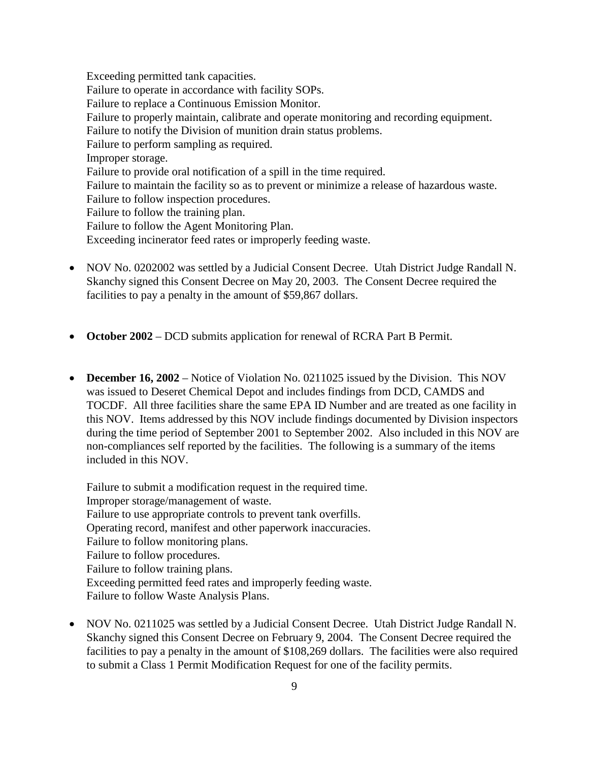Exceeding permitted tank capacities.
Failure to operate in accordance with facility SOPs.
Failure to replace a Continuous Emission Monitor.
Failure to properly maintain, calibrate and operate monitoring and recording equipment.
Failure to notify the Division of munition drain status problems.
Failure to perform sampling as required.
Improper storage.
Failure to provide oral notification of a spill in the time required.
Failure to maintain the facility so as to prevent or minimize a release of hazardous waste.
Failure to follow inspection procedures.
Failure to follow the training plan.
Failure to follow the Agent Monitoring Plan.
Exceeding incinerator feed rates or improperly feeding waste.

- NOV No. 0202002 was settled by a Judicial Consent Decree. Utah District Judge Randall N. Skanchy signed this Consent Decree on May 20, 2003. The Consent Decree required the facilities to pay a penalty in the amount of $59,867 dollars.

- **October 2002** – DCD submits application for renewal of RCRA Part B Permit.

- **December 16, 2002** – Notice of Violation No. 0211025 issued by the Division. This NOV was issued to Deseret Chemical Depot and includes findings from DCD, CAMDS and TOCDF. All three facilities share the same EPA ID Number and are treated as one facility in this NOV. Items addressed by this NOV include findings documented by Division inspectors during the time period of September 2001 to September 2002. Also included in this NOV are non-compliances self reported by the facilities. The following is a summary of the items included in this NOV.

  Failure to submit a modification request in the required time.
  Improper storage/management of waste.
  Failure to use appropriate controls to prevent tank overfills.
  Operating record, manifest and other paperwork inaccuracies.
  Failure to follow monitoring plans.
  Failure to follow procedures.
  Failure to follow training plans.
  Exceeding permitted feed rates and improperly feeding waste.
  Failure to follow Waste Analysis Plans.

- NOV No. 0211025 was settled by a Judicial Consent Decree. Utah District Judge Randall N. Skanchy signed this Consent Decree on February 9, 2004. The Consent Decree required the facilities to pay a penalty in the amount of $108,269 dollars. The facilities were also required to submit a Class 1 Permit Modification Request for one of the facility permits.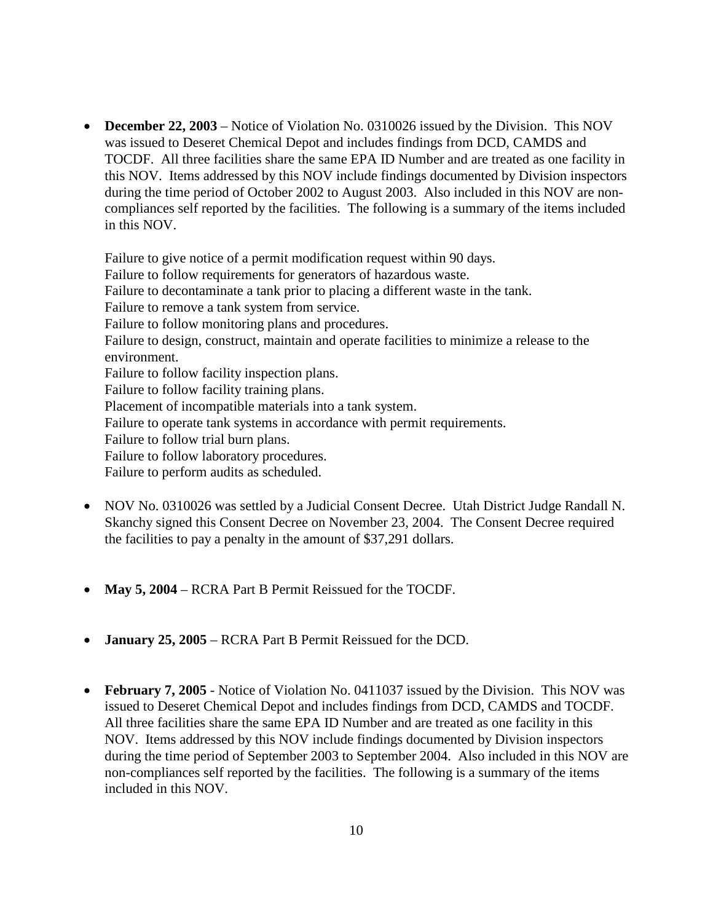- **December 22, 2003** – Notice of Violation No. 0310026 issued by the Division. This NOV was issued to Deseret Chemical Depot and includes findings from DCD, CAMDS and TOCDF. All three facilities share the same EPA ID Number and are treated as one facility in this NOV. Items addressed by this NOV include findings documented by Division inspectors during the time period of October 2002 to August 2003. Also included in this NOV are non-compliances self reported by the facilities. The following is a summary of the items included in this NOV.

  Failure to give notice of a permit modification request within 90 days.
  Failure to follow requirements for generators of hazardous waste.
  Failure to decontaminate a tank prior to placing a different waste in the tank.
  Failure to remove a tank system from service.
  Failure to follow monitoring plans and procedures.
  Failure to design, construct, maintain and operate facilities to minimize a release to the environment.
  Failure to follow facility inspection plans.
  Failure to follow facility training plans.
  Placement of incompatible materials into a tank system.
  Failure to operate tank systems in accordance with permit requirements.
  Failure to follow trial burn plans.
  Failure to follow laboratory procedures.
  Failure to perform audits as scheduled.

- NOV No. 0310026 was settled by a Judicial Consent Decree. Utah District Judge Randall N. Skanchy signed this Consent Decree on November 23, 2004. The Consent Decree required the facilities to pay a penalty in the amount of $37,291 dollars.

- **May 5, 2004** – RCRA Part B Permit Reissued for the TOCDF.

- **January 25, 2005** – RCRA Part B Permit Reissued for the DCD.

- **February 7, 2005** - Notice of Violation No. 0411037 issued by the Division. This NOV was issued to Deseret Chemical Depot and includes findings from DCD, CAMDS and TOCDF. All three facilities share the same EPA ID Number and are treated as one facility in this NOV. Items addressed by this NOV include findings documented by Division inspectors during the time period of September 2003 to September 2004. Also included in this NOV are non-compliances self reported by the facilities. The following is a summary of the items included in this NOV.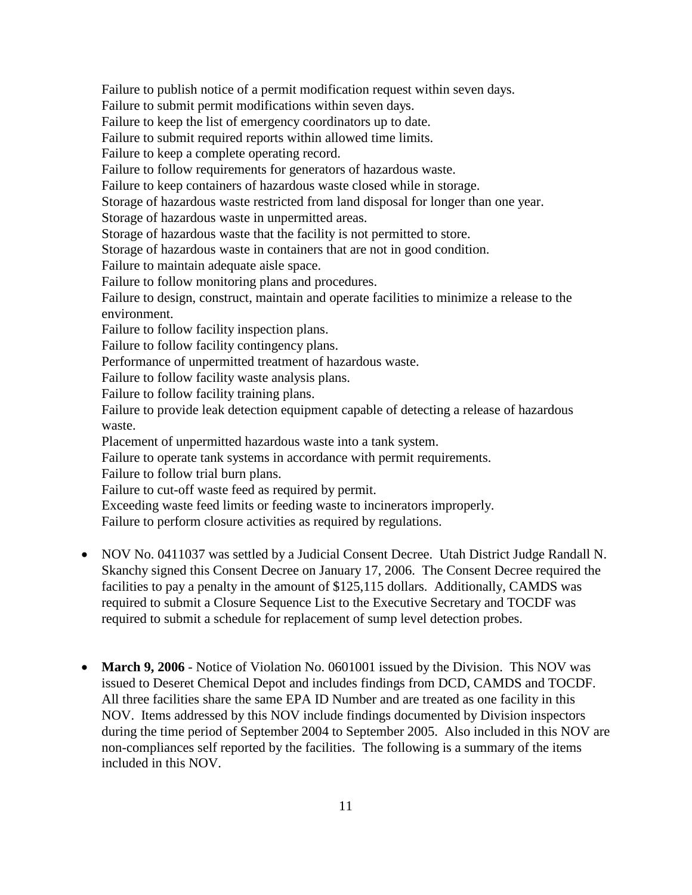Failure to publish notice of a permit modification request within seven days.
Failure to submit permit modifications within seven days.
Failure to keep the list of emergency coordinators up to date.
Failure to submit required reports within allowed time limits.
Failure to keep a complete operating record.
Failure to follow requirements for generators of hazardous waste.
Failure to keep containers of hazardous waste closed while in storage.
Storage of hazardous waste restricted from land disposal for longer than one year.
Storage of hazardous waste in unpermitted areas.
Storage of hazardous waste that the facility is not permitted to store.
Storage of hazardous waste in containers that are not in good condition.
Failure to maintain adequate aisle space.
Failure to follow monitoring plans and procedures.
Failure to design, construct, maintain and operate facilities to minimize a release to the environment.
Failure to follow facility inspection plans.
Failure to follow facility contingency plans.
Performance of unpermitted treatment of hazardous waste.
Failure to follow facility waste analysis plans.
Failure to follow facility training plans.
Failure to provide leak detection equipment capable of detecting a release of hazardous waste.
Placement of unpermitted hazardous waste into a tank system.
Failure to operate tank systems in accordance with permit requirements.
Failure to follow trial burn plans.
Failure to cut-off waste feed as required by permit.
Exceeding waste feed limits or feeding waste to incinerators improperly.
Failure to perform closure activities as required by regulations.

- NOV No. 0411037 was settled by a Judicial Consent Decree. Utah District Judge Randall N. Skanchy signed this Consent Decree on January 17, 2006. The Consent Decree required the facilities to pay a penalty in the amount of $125,115 dollars. Additionally, CAMDS was required to submit a Closure Sequence List to the Executive Secretary and TOCDF was required to submit a schedule for replacement of sump level detection probes.

- **March 9, 2006** - Notice of Violation No. 0601001 issued by the Division. This NOV was issued to Deseret Chemical Depot and includes findings from DCD, CAMDS and TOCDF. All three facilities share the same EPA ID Number and are treated as one facility in this NOV. Items addressed by this NOV include findings documented by Division inspectors during the time period of September 2004 to September 2005. Also included in this NOV are non-compliances self reported by the facilities. The following is a summary of the items included in this NOV.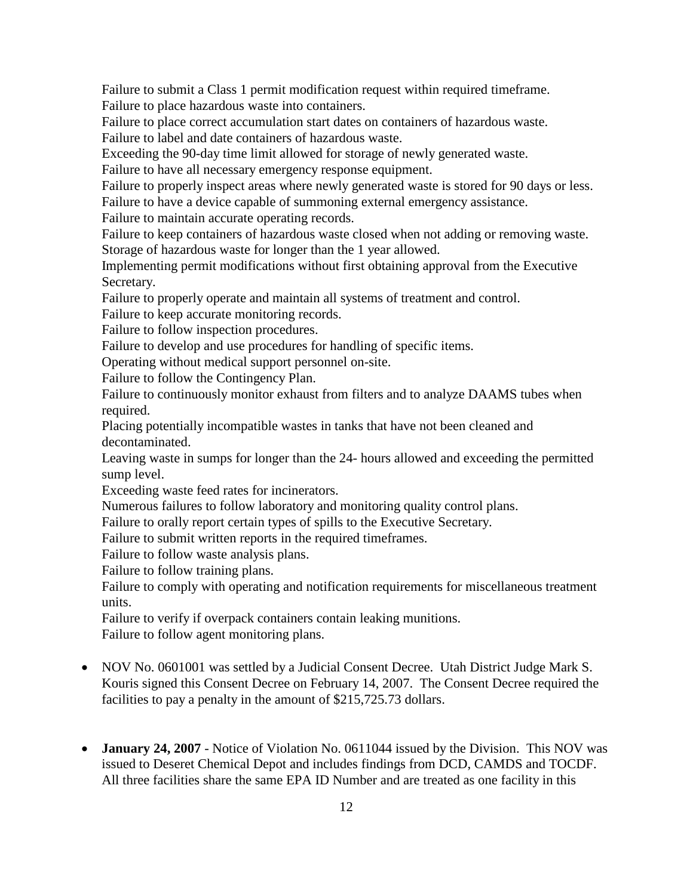Failure to submit a Class 1 permit modification request within required timeframe.
Failure to place hazardous waste into containers.
Failure to place correct accumulation start dates on containers of hazardous waste.
Failure to label and date containers of hazardous waste.
Exceeding the 90-day time limit allowed for storage of newly generated waste.
Failure to have all necessary emergency response equipment.
Failure to properly inspect areas where newly generated waste is stored for 90 days or less.
Failure to have a device capable of summoning external emergency assistance.
Failure to maintain accurate operating records.
Failure to keep containers of hazardous waste closed when not adding or removing waste.
Storage of hazardous waste for longer than the 1 year allowed.
Implementing permit modifications without first obtaining approval from the Executive Secretary.
Failure to properly operate and maintain all systems of treatment and control.
Failure to keep accurate monitoring records.
Failure to follow inspection procedures.
Failure to develop and use procedures for handling of specific items.
Operating without medical support personnel on-site.
Failure to follow the Contingency Plan.
Failure to continuously monitor exhaust from filters and to analyze DAAMS tubes when required.
Placing potentially incompatible wastes in tanks that have not been cleaned and decontaminated.
Leaving waste in sumps for longer than the 24- hours allowed and exceeding the permitted sump level.
Exceeding waste feed rates for incinerators.
Numerous failures to follow laboratory and monitoring quality control plans.
Failure to orally report certain types of spills to the Executive Secretary.
Failure to submit written reports in the required timeframes.
Failure to follow waste analysis plans.
Failure to follow training plans.
Failure to comply with operating and notification requirements for miscellaneous treatment units.
Failure to verify if overpack containers contain leaking munitions.
Failure to follow agent monitoring plans.

- NOV No. 0601001 was settled by a Judicial Consent Decree. Utah District Judge Mark S. Kouris signed this Consent Decree on February 14, 2007. The Consent Decree required the facilities to pay a penalty in the amount of $215,725.73 dollars.

- **January 24, 2007** - Notice of Violation No. 0611044 issued by the Division. This NOV was issued to Deseret Chemical Depot and includes findings from DCD, CAMDS and TOCDF. All three facilities share the same EPA ID Number and are treated as one facility in this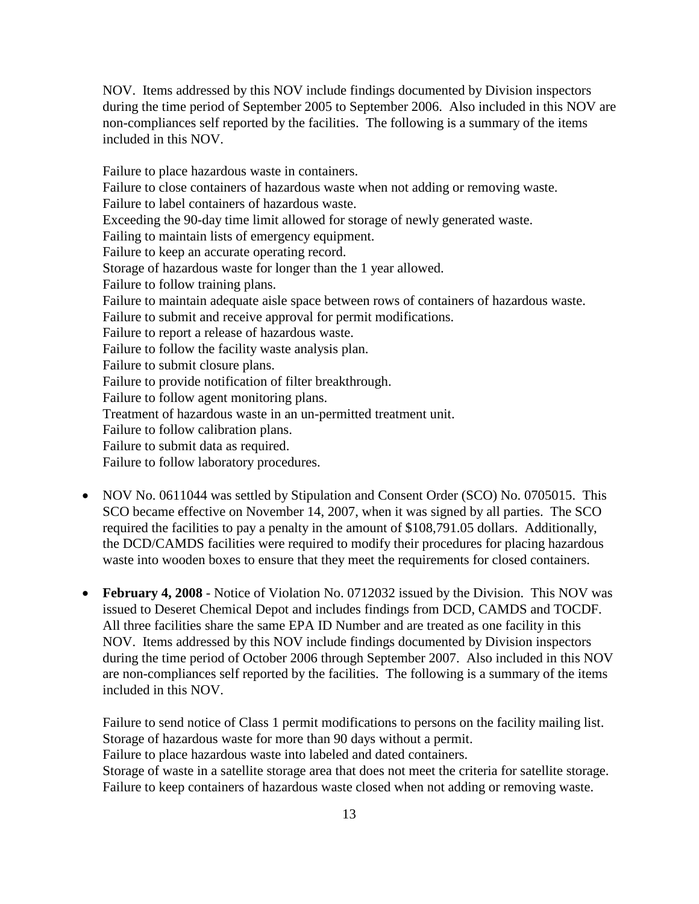NOV. Items addressed by this NOV include findings documented by Division inspectors during the time period of September 2005 to September 2006. Also included in this NOV are non-compliances self reported by the facilities. The following is a summary of the items included in this NOV.

Failure to place hazardous waste in containers.
Failure to close containers of hazardous waste when not adding or removing waste.
Failure to label containers of hazardous waste.
Exceeding the 90-day time limit allowed for storage of newly generated waste.
Failing to maintain lists of emergency equipment.
Failure to keep an accurate operating record.
Storage of hazardous waste for longer than the 1 year allowed.
Failure to follow training plans.
Failure to maintain adequate aisle space between rows of containers of hazardous waste.
Failure to submit and receive approval for permit modifications.
Failure to report a release of hazardous waste.
Failure to follow the facility waste analysis plan.
Failure to submit closure plans.
Failure to provide notification of filter breakthrough.
Failure to follow agent monitoring plans.
Treatment of hazardous waste in an un-permitted treatment unit.
Failure to follow calibration plans.
Failure to submit data as required.
Failure to follow laboratory procedures.

- NOV No. 0611044 was settled by Stipulation and Consent Order (SCO) No. 0705015. This SCO became effective on November 14, 2007, when it was signed by all parties. The SCO required the facilities to pay a penalty in the amount of $108,791.05 dollars. Additionally, the DCD/CAMDS facilities were required to modify their procedures for placing hazardous waste into wooden boxes to ensure that they meet the requirements for closed containers.

- **February 4, 2008** - Notice of Violation No. 0712032 issued by the Division. This NOV was issued to Deseret Chemical Depot and includes findings from DCD, CAMDS and TOCDF. All three facilities share the same EPA ID Number and are treated as one facility in this NOV. Items addressed by this NOV include findings documented by Division inspectors during the time period of October 2006 through September 2007. Also included in this NOV are non-compliances self reported by the facilities. The following is a summary of the items included in this NOV.

  Failure to send notice of Class 1 permit modifications to persons on the facility mailing list.
  Storage of hazardous waste for more than 90 days without a permit.
  Failure to place hazardous waste into labeled and dated containers.
  Storage of waste in a satellite storage area that does not meet the criteria for satellite storage.
  Failure to keep containers of hazardous waste closed when not adding or removing waste.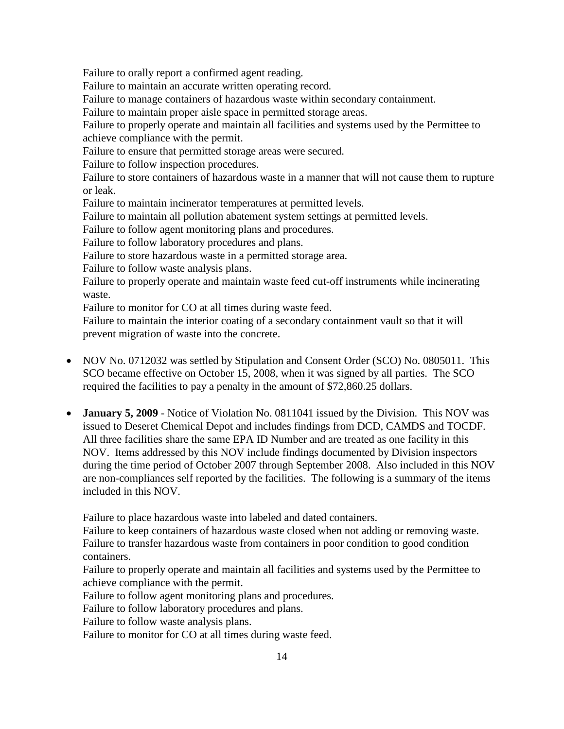Failure to orally report a confirmed agent reading.
Failure to maintain an accurate written operating record.
Failure to manage containers of hazardous waste within secondary containment.
Failure to maintain proper aisle space in permitted storage areas.
Failure to properly operate and maintain all facilities and systems used by the Permittee to achieve compliance with the permit.
Failure to ensure that permitted storage areas were secured.
Failure to follow inspection procedures.
Failure to store containers of hazardous waste in a manner that will not cause them to rupture or leak.
Failure to maintain incinerator temperatures at permitted levels.
Failure to maintain all pollution abatement system settings at permitted levels.
Failure to follow agent monitoring plans and procedures.
Failure to follow laboratory procedures and plans.
Failure to store hazardous waste in a permitted storage area.
Failure to follow waste analysis plans.
Failure to properly operate and maintain waste feed cut-off instruments while incinerating waste.
Failure to monitor for CO at all times during waste feed.
Failure to maintain the interior coating of a secondary containment vault so that it will prevent migration of waste into the concrete.

- NOV No. 0712032 was settled by Stipulation and Consent Order (SCO) No. 0805011. This SCO became effective on October 15, 2008, when it was signed by all parties. The SCO required the facilities to pay a penalty in the amount of $72,860.25 dollars.

- **January 5, 2009** - Notice of Violation No. 0811041 issued by the Division. This NOV was issued to Deseret Chemical Depot and includes findings from DCD, CAMDS and TOCDF. All three facilities share the same EPA ID Number and are treated as one facility in this NOV. Items addressed by this NOV include findings documented by Division inspectors during the time period of October 2007 through September 2008. Also included in this NOV are non-compliances self reported by the facilities. The following is a summary of the items included in this NOV.

  Failure to place hazardous waste into labeled and dated containers.
  Failure to keep containers of hazardous waste closed when not adding or removing waste.
  Failure to transfer hazardous waste from containers in poor condition to good condition containers.
  Failure to properly operate and maintain all facilities and systems used by the Permittee to achieve compliance with the permit.
  Failure to follow agent monitoring plans and procedures.
  Failure to follow laboratory procedures and plans.
  Failure to follow waste analysis plans.
  Failure to monitor for CO at all times during waste feed.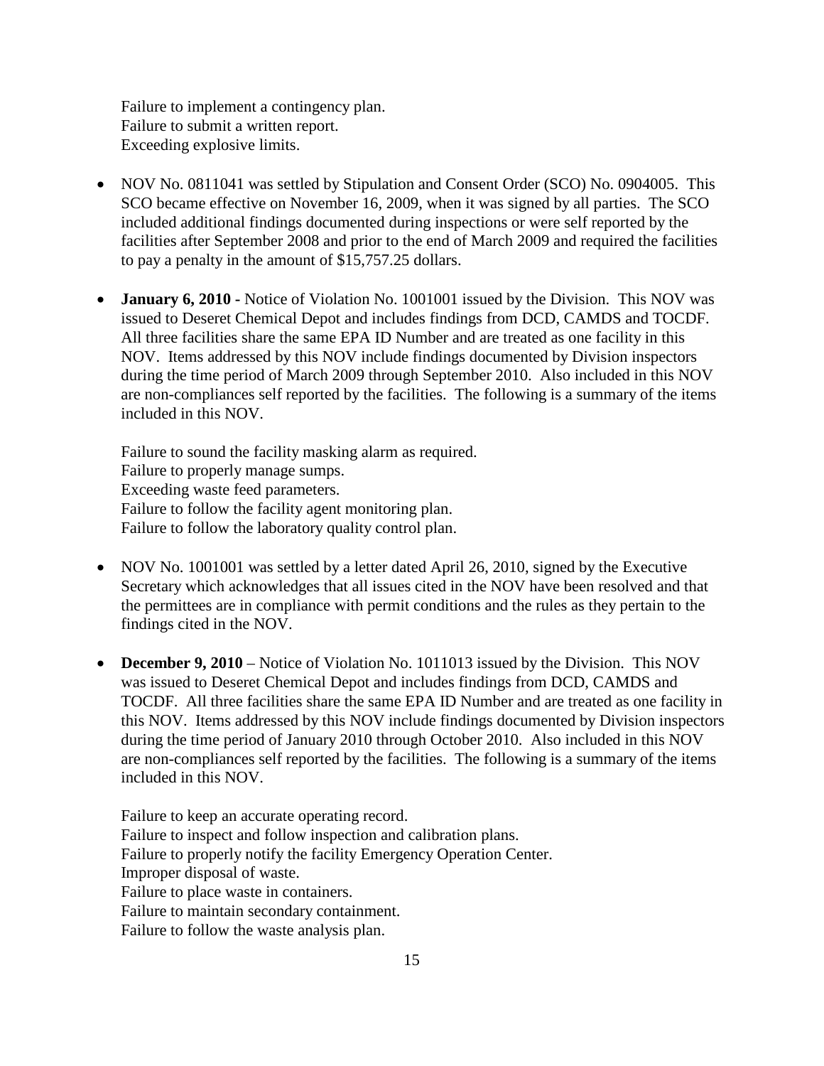Failure to implement a contingency plan.
Failure to submit a written report.
Exceeding explosive limits.

- NOV No. 0811041 was settled by Stipulation and Consent Order (SCO) No. 0904005. This SCO became effective on November 16, 2009, when it was signed by all parties. The SCO included additional findings documented during inspections or were self reported by the facilities after September 2008 and prior to the end of March 2009 and required the facilities to pay a penalty in the amount of $15,757.25 dollars.

- **January 6, 2010 -** Notice of Violation No. 1001001 issued by the Division. This NOV was issued to Deseret Chemical Depot and includes findings from DCD, CAMDS and TOCDF. All three facilities share the same EPA ID Number and are treated as one facility in this NOV. Items addressed by this NOV include findings documented by Division inspectors during the time period of March 2009 through September 2010. Also included in this NOV are non-compliances self reported by the facilities. The following is a summary of the items included in this NOV.

  Failure to sound the facility masking alarm as required.
  Failure to properly manage sumps.
  Exceeding waste feed parameters.
  Failure to follow the facility agent monitoring plan.
  Failure to follow the laboratory quality control plan.

- NOV No. 1001001 was settled by a letter dated April 26, 2010, signed by the Executive Secretary which acknowledges that all issues cited in the NOV have been resolved and that the permittees are in compliance with permit conditions and the rules as they pertain to the findings cited in the NOV.

- **December 9, 2010** – Notice of Violation No. 1011013 issued by the Division. This NOV was issued to Deseret Chemical Depot and includes findings from DCD, CAMDS and TOCDF. All three facilities share the same EPA ID Number and are treated as one facility in this NOV. Items addressed by this NOV include findings documented by Division inspectors during the time period of January 2010 through October 2010. Also included in this NOV are non-compliances self reported by the facilities. The following is a summary of the items included in this NOV.

  Failure to keep an accurate operating record.
  Failure to inspect and follow inspection and calibration plans.
  Failure to properly notify the facility Emergency Operation Center.
  Improper disposal of waste.
  Failure to place waste in containers.
  Failure to maintain secondary containment.
  Failure to follow the waste analysis plan.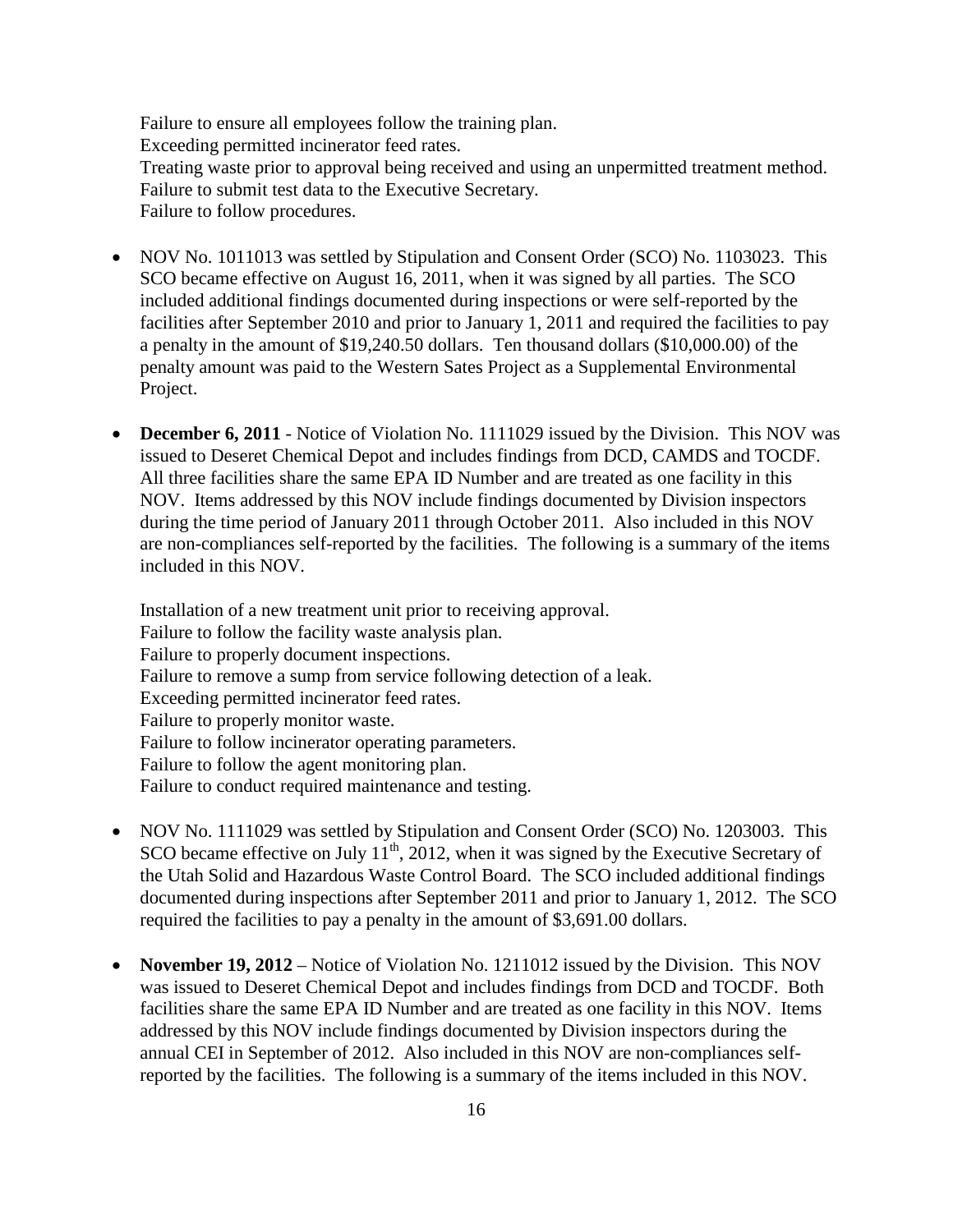Failure to ensure all employees follow the training plan.
Exceeding permitted incinerator feed rates.
Treating waste prior to approval being received and using an unpermitted treatment method.
Failure to submit test data to the Executive Secretary.
Failure to follow procedures.

- NOV No. 1011013 was settled by Stipulation and Consent Order (SCO) No. 1103023. This SCO became effective on August 16, 2011, when it was signed by all parties. The SCO included additional findings documented during inspections or were self-reported by the facilities after September 2010 and prior to January 1, 2011 and required the facilities to pay a penalty in the amount of $19,240.50 dollars. Ten thousand dollars ($10,000.00) of the penalty amount was paid to the Western Sates Project as a Supplemental Environmental Project.

- **December 6, 2011** - Notice of Violation No. 1111029 issued by the Division. This NOV was issued to Deseret Chemical Depot and includes findings from DCD, CAMDS and TOCDF. All three facilities share the same EPA ID Number and are treated as one facility in this NOV. Items addressed by this NOV include findings documented by Division inspectors during the time period of January 2011 through October 2011. Also included in this NOV are non-compliances self-reported by the facilities. The following is a summary of the items included in this NOV.

  Installation of a new treatment unit prior to receiving approval.
  Failure to follow the facility waste analysis plan.
  Failure to properly document inspections.
  Failure to remove a sump from service following detection of a leak.
  Exceeding permitted incinerator feed rates.
  Failure to properly monitor waste.
  Failure to follow incinerator operating parameters.
  Failure to follow the agent monitoring plan.
  Failure to conduct required maintenance and testing.

- NOV No. 1111029 was settled by Stipulation and Consent Order (SCO) No. 1203003. This SCO became effective on July 11th, 2012, when it was signed by the Executive Secretary of the Utah Solid and Hazardous Waste Control Board. The SCO included additional findings documented during inspections after September 2011 and prior to January 1, 2012. The SCO required the facilities to pay a penalty in the amount of $3,691.00 dollars.

- **November 19, 2012** – Notice of Violation No. 1211012 issued by the Division. This NOV was issued to Deseret Chemical Depot and includes findings from DCD and TOCDF. Both facilities share the same EPA ID Number and are treated as one facility in this NOV. Items addressed by this NOV include findings documented by Division inspectors during the annual CEI in September of 2012. Also included in this NOV are non-compliances self-reported by the facilities. The following is a summary of the items included in this NOV.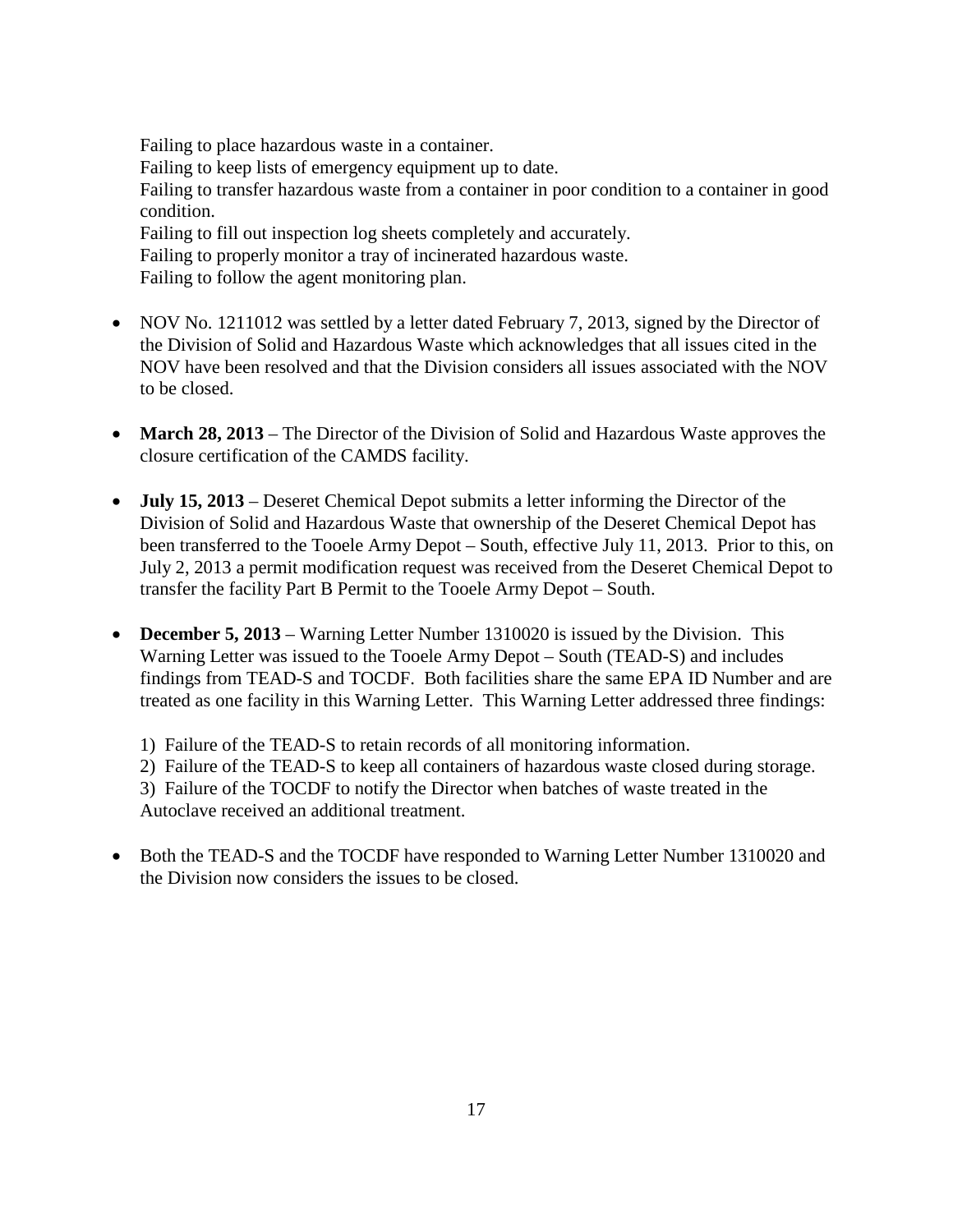Failing to place hazardous waste in a container.
Failing to keep lists of emergency equipment up to date.
Failing to transfer hazardous waste from a container in poor condition to a container in good condition.
Failing to fill out inspection log sheets completely and accurately.
Failing to properly monitor a tray of incinerated hazardous waste.
Failing to follow the agent monitoring plan.

- NOV No. 1211012 was settled by a letter dated February 7, 2013, signed by the Director of the Division of Solid and Hazardous Waste which acknowledges that all issues cited in the NOV have been resolved and that the Division considers all issues associated with the NOV to be closed.

- **March 28, 2013** – The Director of the Division of Solid and Hazardous Waste approves the closure certification of the CAMDS facility.

- **July 15, 2013** – Deseret Chemical Depot submits a letter informing the Director of the Division of Solid and Hazardous Waste that ownership of the Deseret Chemical Depot has been transferred to the Tooele Army Depot – South, effective July 11, 2013. Prior to this, on July 2, 2013 a permit modification request was received from the Deseret Chemical Depot to transfer the facility Part B Permit to the Tooele Army Depot – South.

- **December 5, 2013** – Warning Letter Number 1310020 is issued by the Division. This Warning Letter was issued to the Tooele Army Depot – South (TEAD-S) and includes findings from TEAD-S and TOCDF. Both facilities share the same EPA ID Number and are treated as one facility in this Warning Letter. This Warning Letter addressed three findings:

  1) Failure of the TEAD-S to retain records of all monitoring information.
  2) Failure of the TEAD-S to keep all containers of hazardous waste closed during storage.
  3) Failure of the TOCDF to notify the Director when batches of waste treated in the Autoclave received an additional treatment.

- Both the TEAD-S and the TOCDF have responded to Warning Letter Number 1310020 and the Division now considers the issues to be closed.